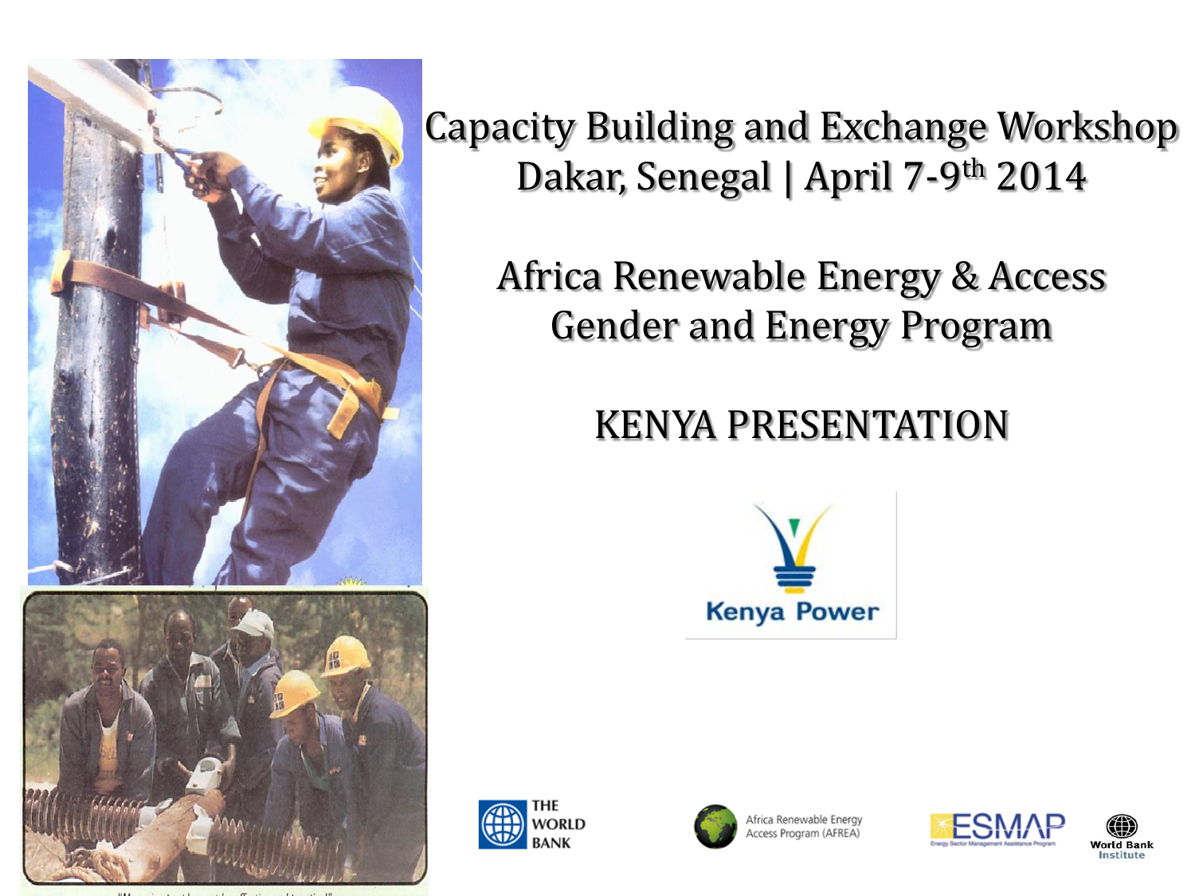# Capacity Building and Exchange Workshop

## Dakar, Senegal | April 7-9th 2014

## Africa Renewable Energy & Access Gender and Energy Program

## KENYA PRESENTATION

Kenya Power

THE WORLD BANK

Africa Renewable Energy Access Program (AFREA)

ESMAP

World Bank Institute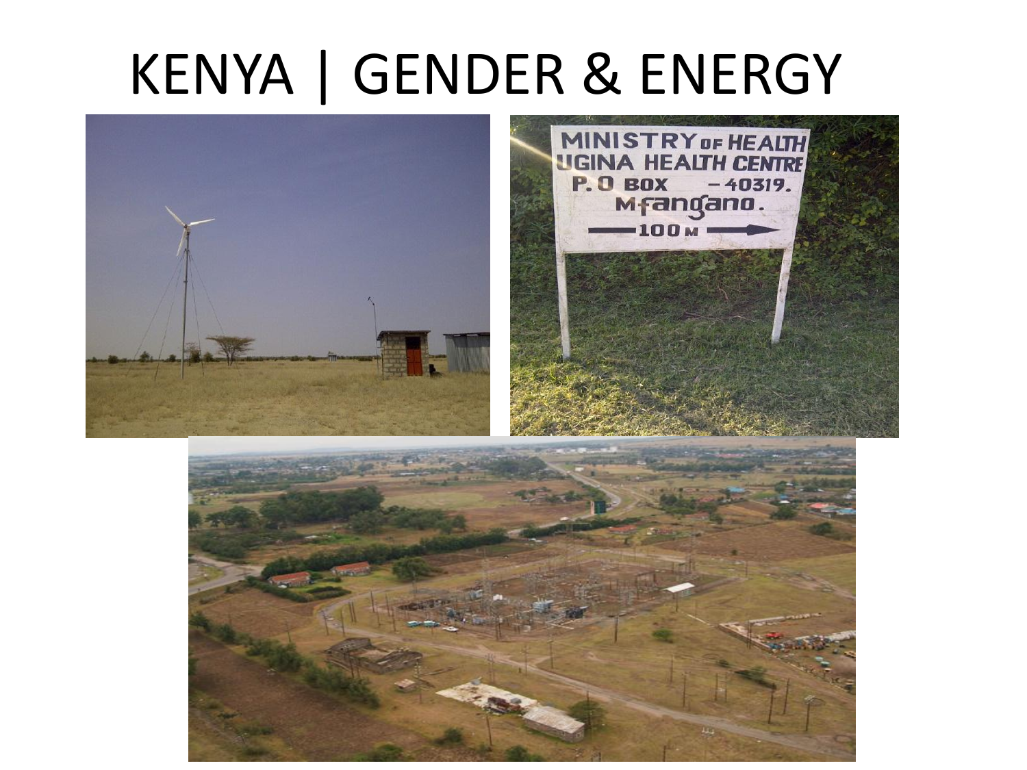# KENYA | GENDER & ENERGY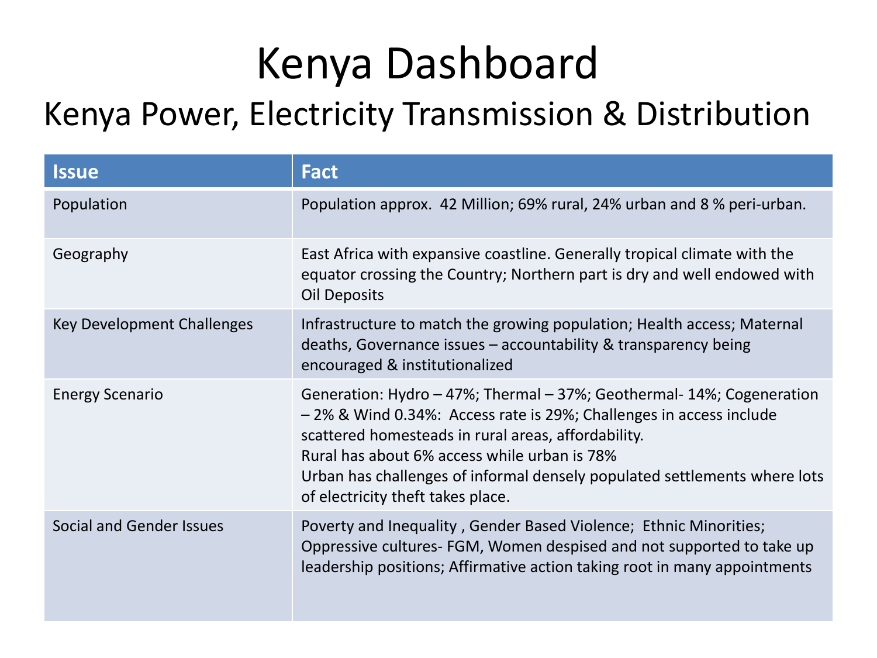# Kenya Dashboard

## Kenya Power, Electricity Transmission & Distribution

| Issue | Fact |
| --- | --- |
| Population | Population approx. 42 Million; 69% rural, 24% urban and 8 % peri-urban. |
| Geography | East Africa with expansive coastline. Generally tropical climate with the equator crossing the Country; Northern part is dry and well endowed with Oil Deposits |
| Key Development Challenges | Infrastructure to match the growing population; Health access; Maternal deaths, Governance issues – accountability & transparency being encouraged & institutionalized |
| Energy Scenario | Generation: Hydro – 47%; Thermal – 37%; Geothermal- 14%; Cogeneration – 2% & Wind 0.34%: Access rate is 29%; Challenges in access include scattered homesteads in rural areas, affordability.<br>Rural has about 6% access while urban is 78%<br>Urban has challenges of informal densely populated settlements where lots of electricity theft takes place. |
| Social and Gender Issues | Poverty and Inequality , Gender Based Violence; Ethnic Minorities; Oppressive cultures- FGM, Women despised and not supported to take up leadership positions; Affirmative action taking root in many appointments |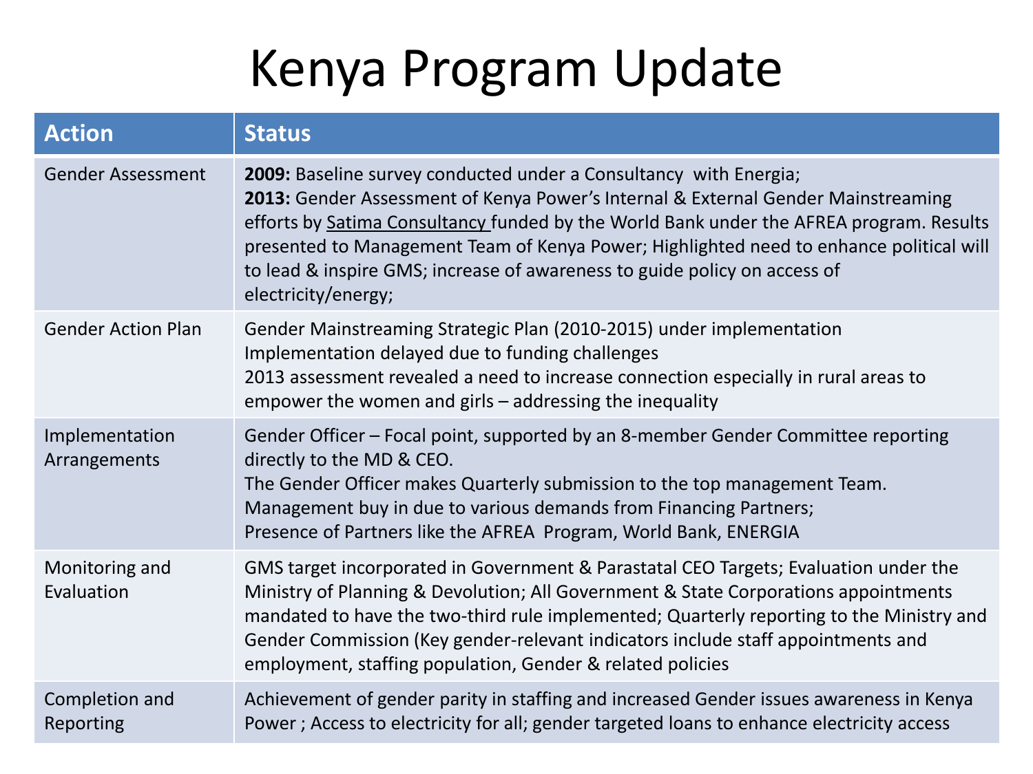# Kenya Program Update

| Action | Status |
| --- | --- |
| Gender Assessment | **2009:** Baseline survey conducted under a Consultancy with Energia;<br>**2013:** Gender Assessment of Kenya Power's Internal & External Gender Mainstreaming efforts by Satima Consultancy funded by the World Bank under the AFREA program. Results presented to Management Team of Kenya Power; Highlighted need to enhance political will to lead & inspire GMS; increase of awareness to guide policy on access of electricity/energy; |
| Gender Action Plan | Gender Mainstreaming Strategic Plan (2010-2015) under implementation<br>Implementation delayed due to funding challenges<br>2013 assessment revealed a need to increase connection especially in rural areas to empower the women and girls – addressing the inequality |
| Implementation Arrangements | Gender Officer – Focal point, supported by an 8-member Gender Committee reporting directly to the MD & CEO.<br>The Gender Officer makes Quarterly submission to the top management Team.<br>Management buy in due to various demands from Financing Partners;<br>Presence of Partners like the AFREA Program, World Bank, ENERGIA |
| Monitoring and Evaluation | GMS target incorporated in Government & Parastatal CEO Targets; Evaluation under the Ministry of Planning & Devolution; All Government & State Corporations appointments mandated to have the two-third rule implemented; Quarterly reporting to the Ministry and Gender Commission (Key gender-relevant indicators include staff appointments and employment, staffing population, Gender & related policies |
| Completion and Reporting | Achievement of gender parity in staffing and increased Gender issues awareness in Kenya Power ; Access to electricity for all; gender targeted loans to enhance electricity access |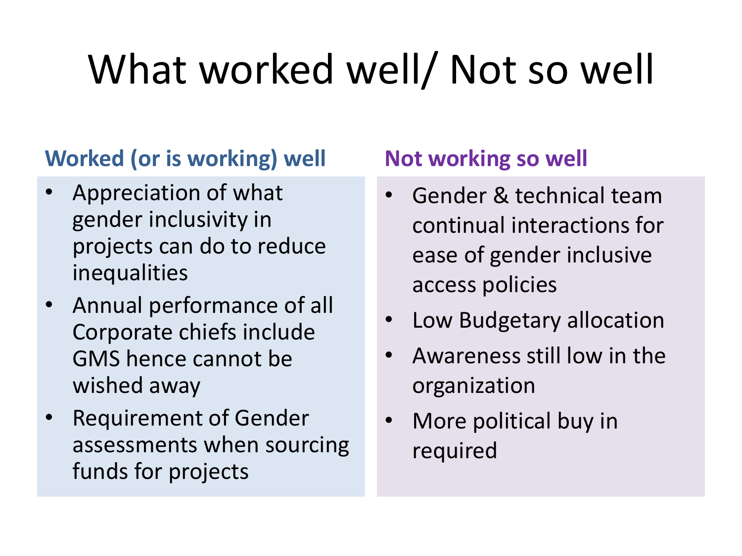# What worked well/ Not so well

## Worked (or is working) well

- Appreciation of what gender inclusivity in projects can do to reduce inequalities
- Annual performance of all Corporate chiefs include GMS hence cannot be wished away
- Requirement of Gender assessments when sourcing funds for projects

## Not working so well

- Gender & technical team continual interactions for ease of gender inclusive access policies
- Low Budgetary allocation
- Awareness still low in the organization
- More political buy in required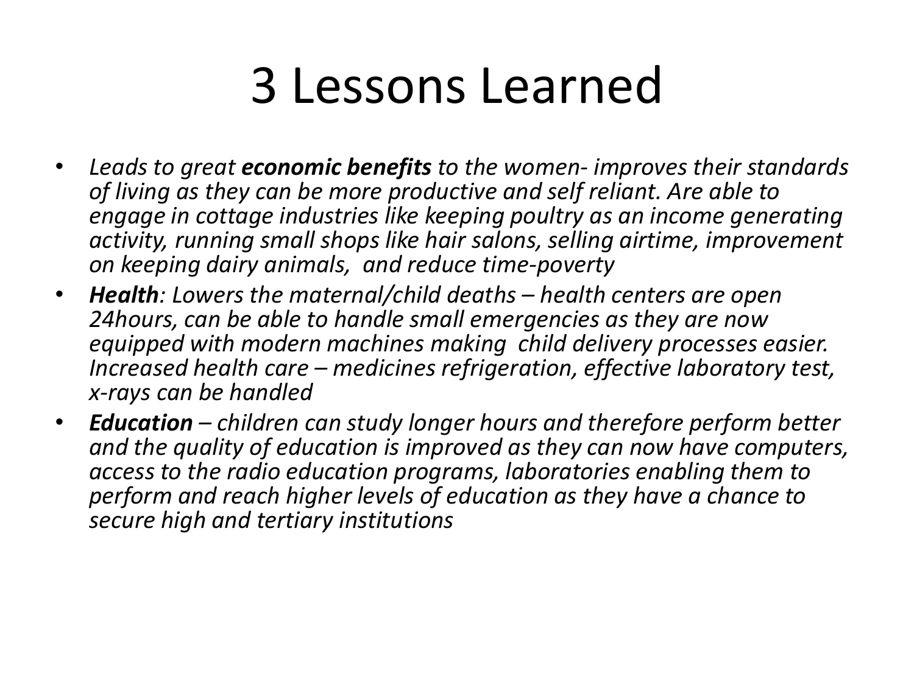# 3 Lessons Learned

- *Leads to great **economic benefits** to the women- improves their standards of living as they can be more productive and self reliant. Are able to engage in cottage industries like keeping poultry as an income generating activity, running small shops like hair salons, selling airtime, improvement on keeping dairy animals, and reduce time-poverty*
- ***Health**: Lowers the maternal/child deaths – health centers are open 24hours, can be able to handle small emergencies as they are now equipped with modern machines making child delivery processes easier. Increased health care – medicines refrigeration, effective laboratory test, x-rays can be handled*
- ***Education** – children can study longer hours and therefore perform better and the quality of education is improved as they can now have computers, access to the radio education programs, laboratories enabling them to perform and reach higher levels of education as they have a chance to secure high and tertiary institutions*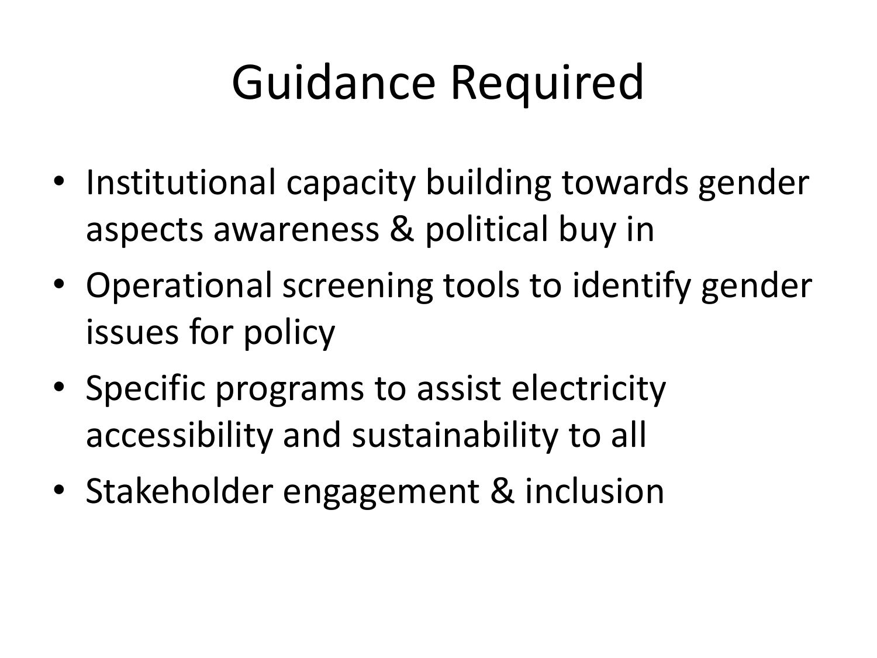# Guidance Required

- Institutional capacity building towards gender aspects awareness & political buy in
- Operational screening tools to identify gender issues for policy
- Specific programs to assist electricity accessibility and sustainability to all
- Stakeholder engagement & inclusion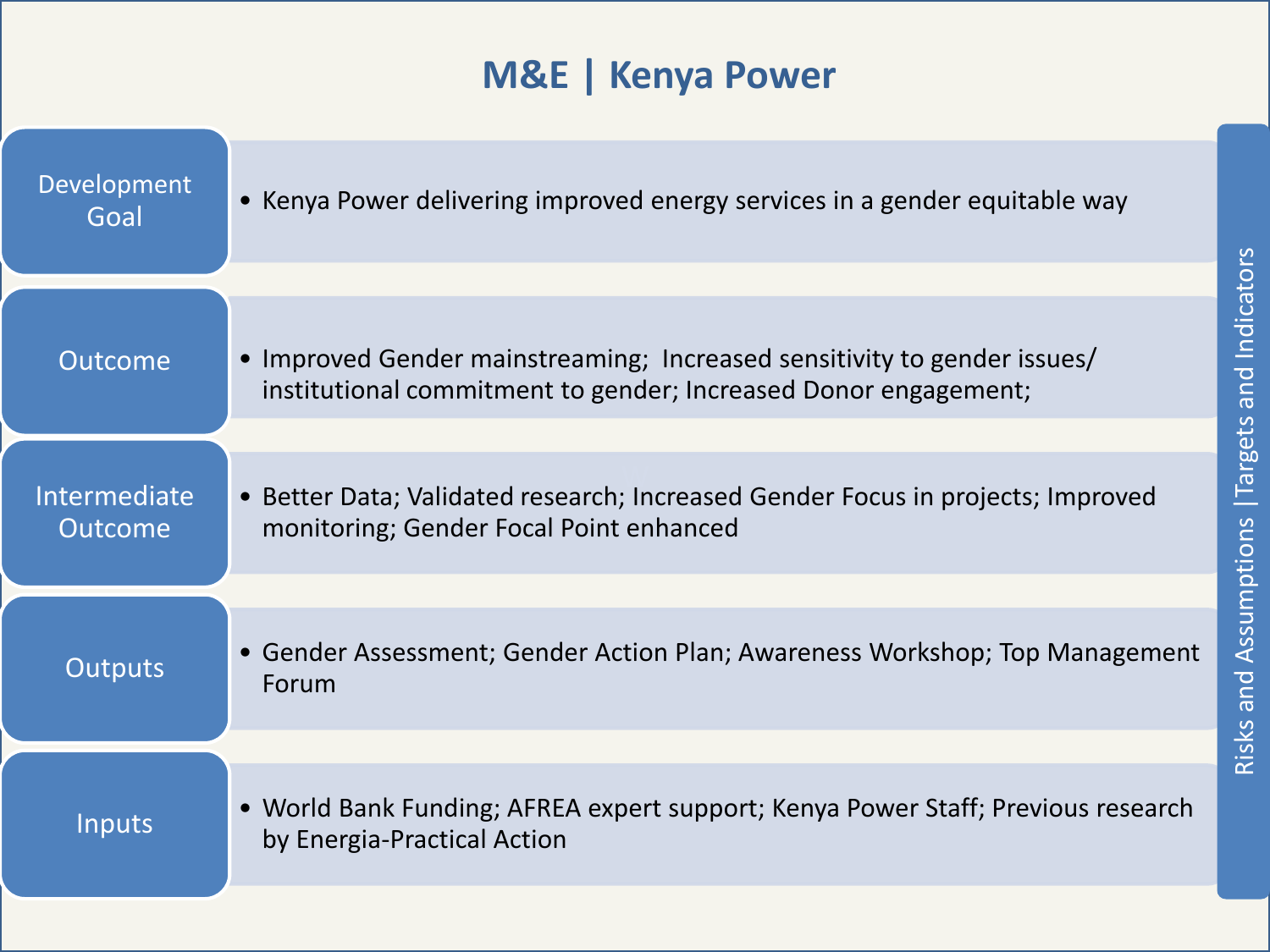# M&E | Kenya Power

| | |
|---|---|
| Development Goal | • Kenya Power delivering improved energy services in a gender equitable way |
| Outcome | • Improved Gender mainstreaming; Increased sensitivity to gender issues/ institutional commitment to gender; Increased Donor engagement; |
| Intermediate Outcome | • Better Data; Validated research; Increased Gender Focus in projects; Improved monitoring; Gender Focal Point enhanced |
| Outputs | • Gender Assessment; Gender Action Plan; Awareness Workshop; Top Management Forum |
| Inputs | • World Bank Funding; AFREA expert support; Kenya Power Staff; Previous research by Energia-Practical Action |

Risks and Assumptions | Targets and Indicators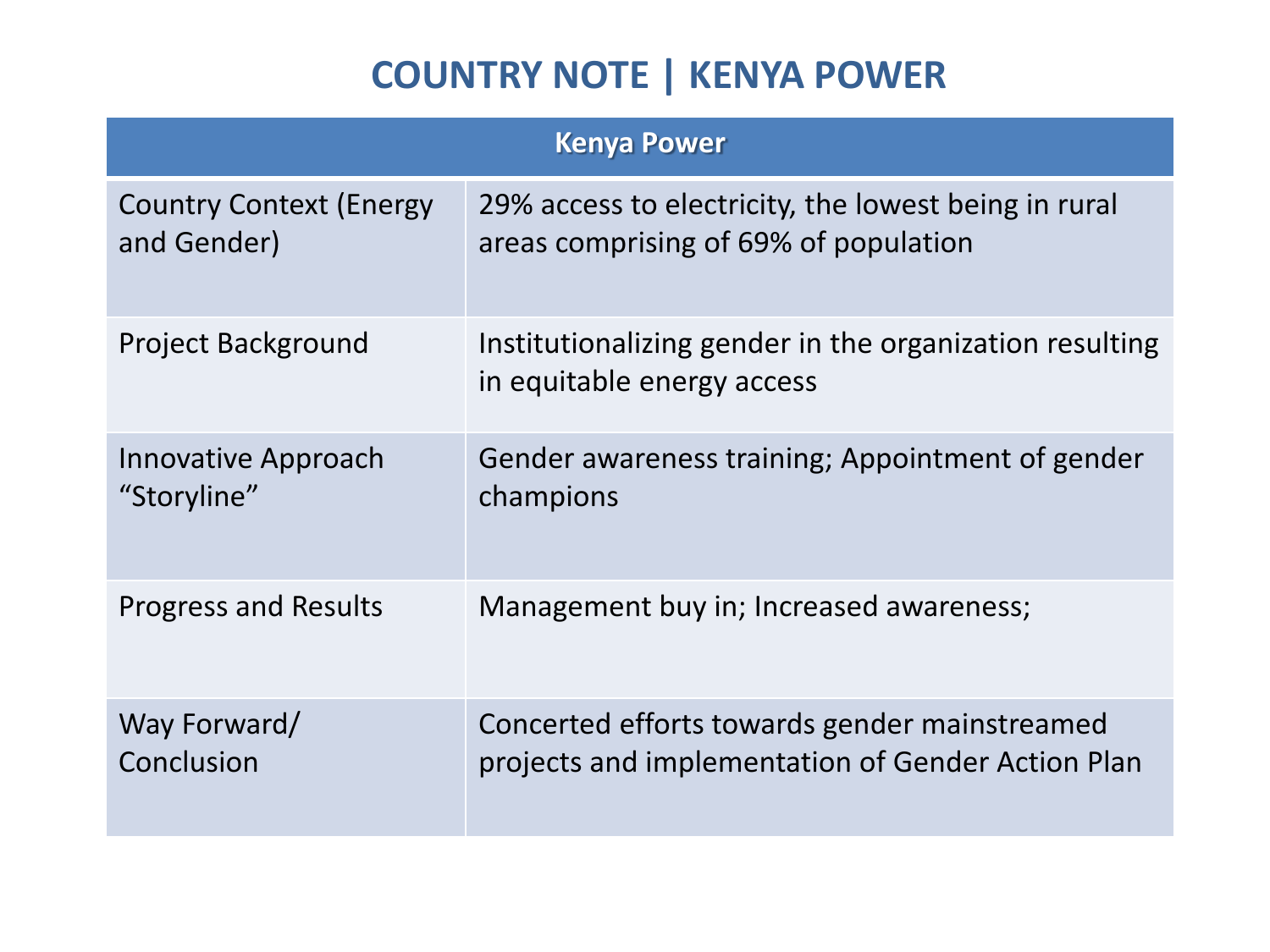# COUNTRY NOTE | KENYA POWER

| Kenya Power | |
|---|---|
| Country Context (Energy and Gender) | 29% access to electricity, the lowest being in rural areas comprising of 69% of population |
| Project Background | Institutionalizing gender in the organization resulting in equitable energy access |
| Innovative Approach "Storyline" | Gender awareness training; Appointment of gender champions |
| Progress and Results | Management buy in; Increased awareness; |
| Way Forward/ Conclusion | Concerted efforts towards gender mainstreamed projects and implementation of Gender Action Plan |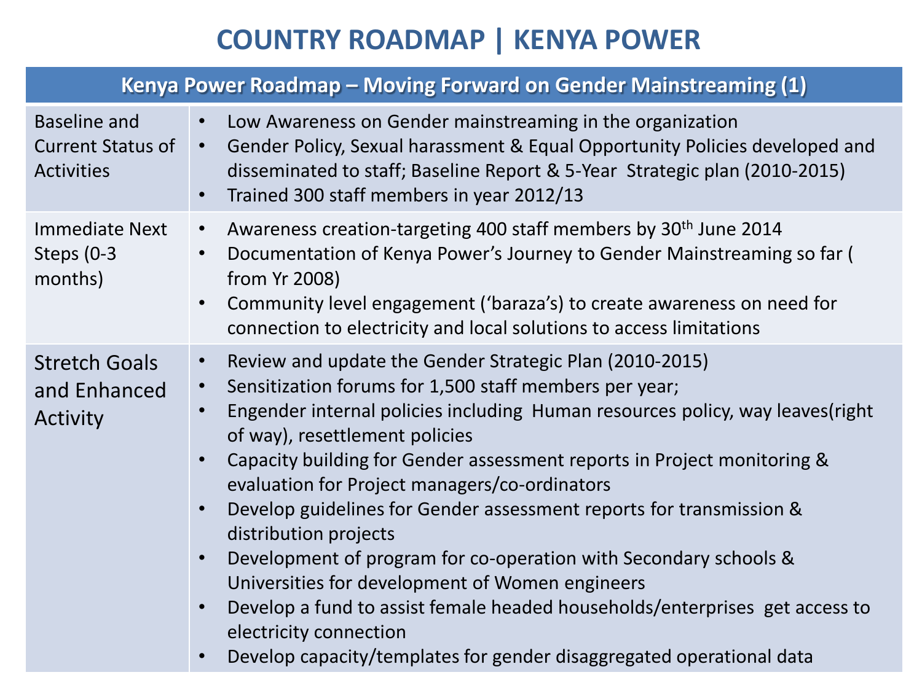# COUNTRY ROADMAP | KENYA POWER

| Kenya Power Roadmap – Moving Forward on Gender Mainstreaming (1) | |
|---|---|
| Baseline and Current Status of Activities | • Low Awareness on Gender mainstreaming in the organization<br>• Gender Policy, Sexual harassment & Equal Opportunity Policies developed and disseminated to staff; Baseline Report & 5-Year Strategic plan (2010-2015)<br>• Trained 300 staff members in year 2012/13 |
| Immediate Next Steps (0-3 months) | • Awareness creation-targeting 400 staff members by 30th June 2014<br>• Documentation of Kenya Power's Journey to Gender Mainstreaming so far ( from Yr 2008)<br>• Community level engagement ('baraza's) to create awareness on need for connection to electricity and local solutions to access limitations |
| Stretch Goals and Enhanced Activity | • Review and update the Gender Strategic Plan (2010-2015)<br>• Sensitization forums for 1,500 staff members per year;<br>• Engender internal policies including Human resources policy, way leaves(right of way), resettlement policies<br>• Capacity building for Gender assessment reports in Project monitoring & evaluation for Project managers/co-ordinators<br>• Develop guidelines for Gender assessment reports for transmission & distribution projects<br>• Development of program for co-operation with Secondary schools & Universities for development of Women engineers<br>• Develop a fund to assist female headed households/enterprises get access to electricity connection<br>• Develop capacity/templates for gender disaggregated operational data |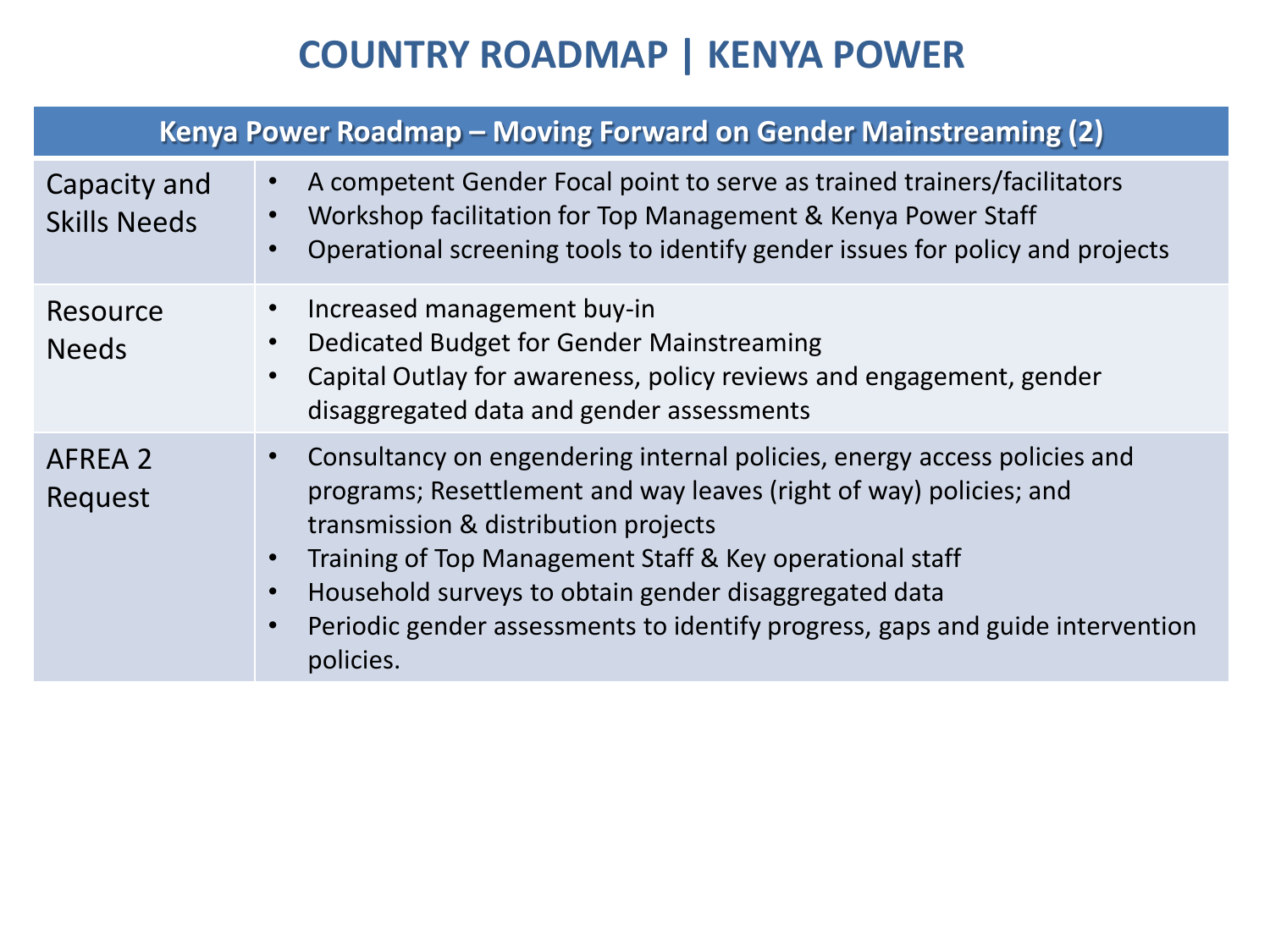# COUNTRY ROADMAP | KENYA POWER

| Kenya Power Roadmap – Moving Forward on Gender Mainstreaming (2) | |
|---|---|
| Capacity and Skills Needs | • A competent Gender Focal point to serve as trained trainers/facilitators<br>• Workshop facilitation for Top Management & Kenya Power Staff<br>• Operational screening tools to identify gender issues for policy and projects |
| Resource Needs | • Increased management buy-in<br>• Dedicated Budget for Gender Mainstreaming<br>• Capital Outlay for awareness, policy reviews and engagement, gender disaggregated data and gender assessments |
| AFREA 2 Request | • Consultancy on engendering internal policies, energy access policies and programs; Resettlement and way leaves (right of way) policies; and transmission & distribution projects<br>• Training of Top Management Staff & Key operational staff<br>• Household surveys to obtain gender disaggregated data<br>• Periodic gender assessments to identify progress, gaps and guide intervention policies. |